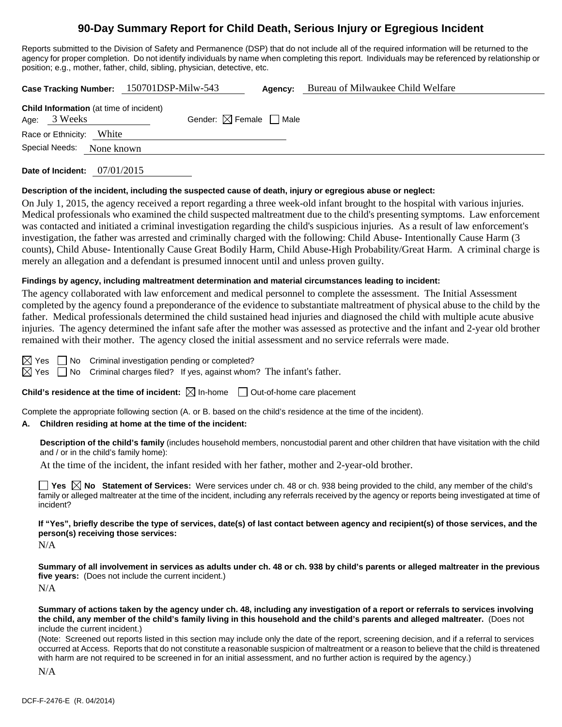# 90-Day Summary Report for Child Death, Serious Injury or Egregious Incident

Reports submitted to the Division of Safety and Permanence (DSP) that do not include all of the required information will be returned to the agency for proper completion. Do not identify individuals by name when completing this report. Individuals may be referenced by relationship or position; e.g., mother, father, child, sibling, physician, detective, etc.

**Case Tracking Number:** 150701DSP-Milw-543 **Agency:** Bureau of Milwaukee Child Welfare

**Child Information** (at time of incident)

Age: 3 Weeks Gender: ☒ Female ☐ Male

Race or Ethnicity: White

Special Needs: None known

**Date of Incident:** 07/01/2015

**Description of the incident, including the suspected cause of death, injury or egregious abuse or neglect:**

On July 1, 2015, the agency received a report regarding a three week-old infant brought to the hospital with various injuries. Medical professionals who examined the child suspected maltreatment due to the child's presenting symptoms. Law enforcement was contacted and initiated a criminal investigation regarding the child's suspicious injuries. As a result of law enforcement's investigation, the father was arrested and criminally charged with the following: Child Abuse- Intentionally Cause Harm (3 counts), Child Abuse- Intentionally Cause Great Bodily Harm, Child Abuse-High Probability/Great Harm. A criminal charge is merely an allegation and a defendant is presumed innocent until and unless proven guilty.

**Findings by agency, including maltreatment determination and material circumstances leading to incident:**

The agency collaborated with law enforcement and medical personnel to complete the assessment. The Initial Assessment completed by the agency found a preponderance of the evidence to substantiate maltreatment of physical abuse to the child by the father. Medical professionals determined the child sustained head injuries and diagnosed the child with multiple acute abusive injuries. The agency determined the infant safe after the mother was assessed as protective and the infant and 2-year old brother remained with their mother. The agency closed the initial assessment and no service referrals were made.

☒ Yes ☐ No Criminal investigation pending or completed?

☒ Yes ☐ No Criminal charges filed? If yes, against whom? The infant's father.

**Child's residence at the time of incident:** ☒ In-home ☐ Out-of-home care placement

Complete the appropriate following section (A. or B. based on the child's residence at the time of the incident).

**A. Children residing at home at the time of the incident:**

**Description of the child's family** (includes household members, noncustodial parent and other children that have visitation with the child and / or in the child's family home):

At the time of the incident, the infant resided with her father, mother and 2-year-old brother.

☐ **Yes** ☒ **No Statement of Services:** Were services under ch. 48 or ch. 938 being provided to the child, any member of the child's family or alleged maltreater at the time of the incident, including any referrals received by the agency or reports being investigated at time of incident?

**If "Yes", briefly describe the type of services, date(s) of last contact between agency and recipient(s) of those services, and the person(s) receiving those services:**

N/A

**Summary of all involvement in services as adults under ch. 48 or ch. 938 by child's parents or alleged maltreater in the previous five years:** (Does not include the current incident.)

N/A

**Summary of actions taken by the agency under ch. 48, including any investigation of a report or referrals to services involving the child, any member of the child's family living in this household and the child's parents and alleged maltreater.** (Does not include the current incident.)

(Note: Screened out reports listed in this section may include only the date of the report, screening decision, and if a referral to services occurred at Access. Reports that do not constitute a reasonable suspicion of maltreatment or a reason to believe that the child is threatened with harm are not required to be screened in for an initial assessment, and no further action is required by the agency.)

N/A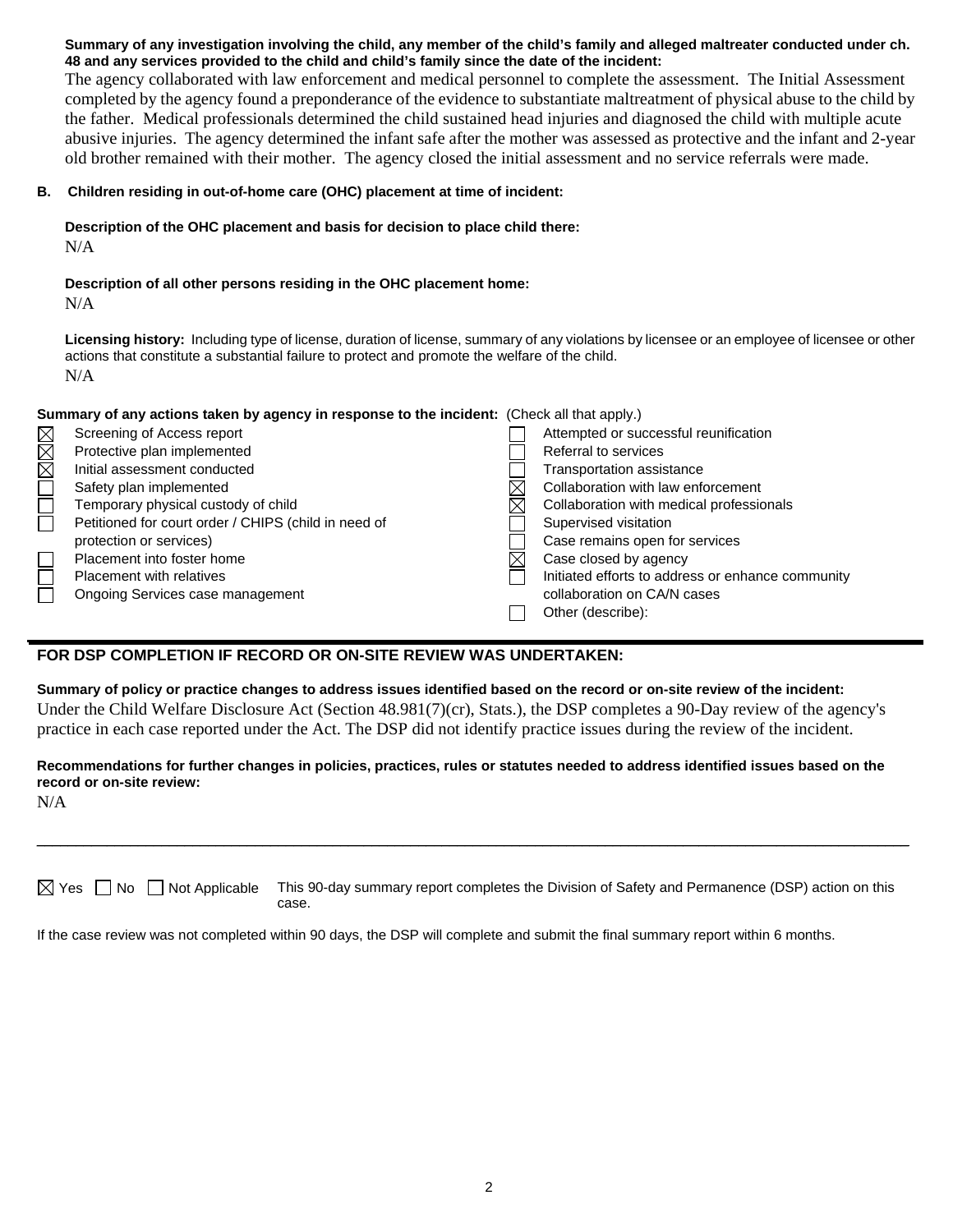**Summary of any investigation involving the child, any member of the child's family and alleged maltreater conducted under ch. 48 and any services provided to the child and child's family since the date of the incident:**

The agency collaborated with law enforcement and medical personnel to complete the assessment. The Initial Assessment completed by the agency found a preponderance of the evidence to substantiate maltreatment of physical abuse to the child by the father. Medical professionals determined the child sustained head injuries and diagnosed the child with multiple acute abusive injuries. The agency determined the infant safe after the mother was assessed as protective and the infant and 2-year old brother remained with their mother. The agency closed the initial assessment and no service referrals were made.

**B. Children residing in out-of-home care (OHC) placement at time of incident:**

**Description of the OHC placement and basis for decision to place child there:**

N/A

**Description of all other persons residing in the OHC placement home:**

N/A

**Licensing history:** Including type of license, duration of license, summary of any violations by licensee or an employee of licensee or other actions that constitute a substantial failure to protect and promote the welfare of the child.

N/A

**Summary of any actions taken by agency in response to the incident:** (Check all that apply.)

- ☒ Screening of Access report
- ☒ Protective plan implemented
- ☒ Initial assessment conducted
- ☐ Safety plan implemented
- ☐ Temporary physical custody of child
- ☐ Petitioned for court order / CHIPS (child in need of protection or services)
- ☐ Placement into foster home
- ☐ Placement with relatives
- ☐ Ongoing Services case management
- ☐ Attempted or successful reunification
- ☐ Referral to services
- ☐ Transportation assistance
- ☒ Collaboration with law enforcement
- ☒ Collaboration with medical professionals
- ☐ Supervised visitation
- ☐ Case remains open for services
- ☒ Case closed by agency
- ☐ Initiated efforts to address or enhance community collaboration on CA/N cases
- ☐ Other (describe):

---

**FOR DSP COMPLETION IF RECORD OR ON-SITE REVIEW WAS UNDERTAKEN:**

**Summary of policy or practice changes to address issues identified based on the record or on-site review of the incident:**

Under the Child Welfare Disclosure Act (Section 48.981(7)(cr), Stats.), the DSP completes a 90-Day review of the agency's practice in each case reported under the Act. The DSP did not identify practice issues during the review of the incident.

**Recommendations for further changes in policies, practices, rules or statutes needed to address identified issues based on the record or on-site review:**

N/A

---

☒ Yes ☐ No ☐ Not Applicable This 90-day summary report completes the Division of Safety and Permanence (DSP) action on this case.

If the case review was not completed within 90 days, the DSP will complete and submit the final summary report within 6 months.